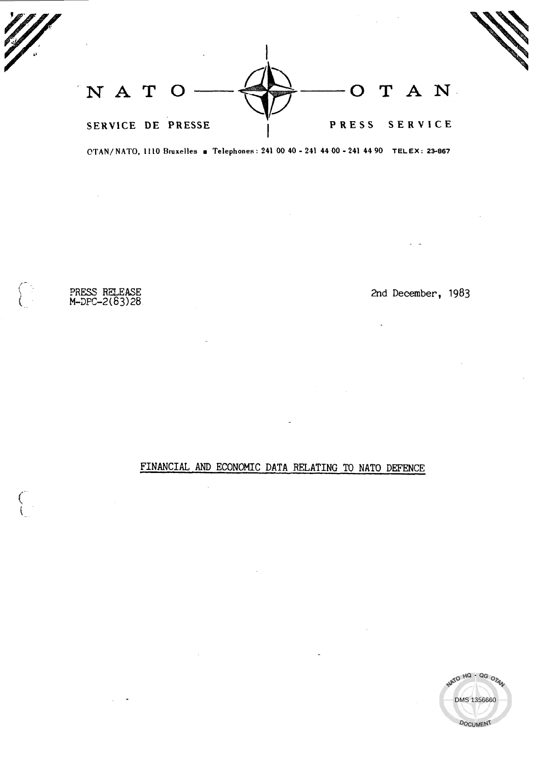NATO — OTAN

SERVICE DE PRESSE | PRESS SERVICE

OTAN/NATO, 1110 Bruxelles • Telephones: 241 00 40 - 241 44 00 - 241 44 90 TELEX: 23-867

PRESS RELEASE
M-DPC-2(83)28

2nd December, 1983

# FINANCIAL AND ECONOMIC DATA RELATING TO NATO DEFENCE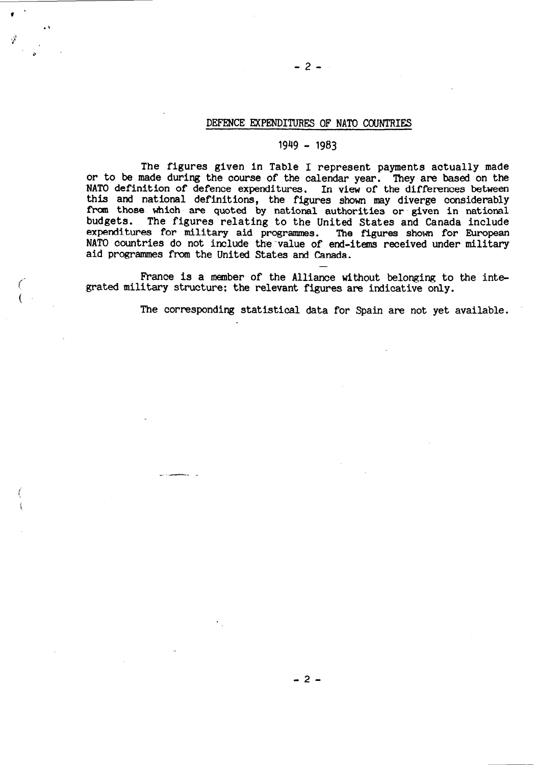## DEFENCE EXPENDITURES OF NATO COUNTRIES

## 1949 - 1983

The figures given in Table I represent payments actually made or to be made during the course of the calendar year. They are based on the NATO definition of defence expenditures. In view of the differences between this and national definitions, the figures shown may diverge considerably from those which are quoted by national authorities or given in national budgets. The figures relating to the United States and Canada include expenditures for military aid programmes. The figures shown for European NATO countries do not include the value of end-items received under military aid programmes from the United States and Canada.

France is a member of the Alliance without belonging to the integrated military structure; the relevant figures are indicative only.

The corresponding statistical data for Spain are not yet available.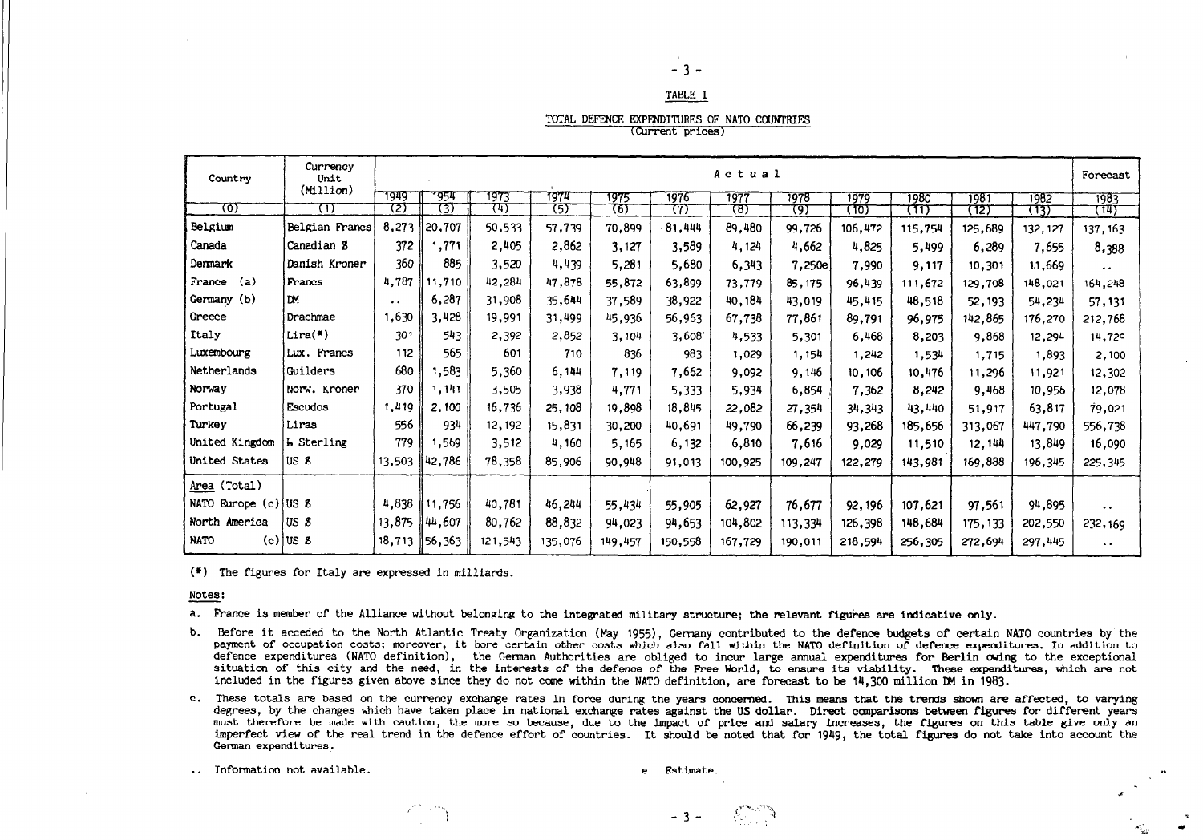## TABLE I

### TOTAL DEFENCE EXPENDITURES OF NATO COUNTRIES
(Current prices)

| Country | Currency Unit (Million) | Actual | | | | | | | | | | | | Forecast |
|---|---|---|---|---|---|---|---|---|---|---|---|---|---|---|
| | | 1949 | 1954 | 1973 | 1974 | 1975 | 1976 | 1977 | 1978 | 1979 | 1980 | 1981 | 1982 | 1983 |
| (0) | (1) | (2) | (3) | (4) | (5) | (6) | (7) | (8) | (9) | (10) | (11) | (12) | (13) | (14) |
| Belgium | Belgian Francs | 8,273 | 20,707 | 50,533 | 57,739 | 70,899 | 81,444 | 89,480 | 99,726 | 106,472 | 115,754 | 125,689 | 132,127 | 137,163 |
| Canada | Canadian $ | 372 | 1,771 | 2,405 | 2,862 | 3,127 | 3,589 | 4,124 | 4,662 | 4,825 | 5,499 | 6,289 | 7,655 | 8,388 |
| Denmark | Danish Kroner | 360 | 885 | 3,520 | 4,439 | 5,281 | 5,680 | 6,343 | 7,250e | 7,990 | 9,117 | 10,301 | 11,669 | .. |
| France (a) | Francs | 4,787 | 11,710 | 42,284 | 47,878 | 55,872 | 63,899 | 73,779 | 85,175 | 96,439 | 111,672 | 129,708 | 148,021 | 164,248 |
| Germany (b) | DM | .. | 6,287 | 31,908 | 35,644 | 37,589 | 38,922 | 40,184 | 43,019 | 45,415 | 48,518 | 52,193 | 54,234 | 57,131 |
| Greece | Drachmae | 1,630 | 3,428 | 19,991 | 31,499 | 45,936 | 56,963 | 67,738 | 77,861 | 89,791 | 96,975 | 142,865 | 176,270 | 212,768 |
| Italy | Lira(*) | 301 | 543 | 2,392 | 2,852 | 3,104 | 3,608 | 4,533 | 5,301 | 6,468 | 8,203 | 9,868 | 12,294 | 14,720 |
| Luxembourg | Lux. Francs | 112 | 565 | 601 | 710 | 836 | 983 | 1,029 | 1,154 | 1,242 | 1,534 | 1,715 | 1,893 | 2,100 |
| Netherlands | Guilders | 680 | 1,583 | 5,360 | 6,144 | 7,119 | 7,662 | 9,092 | 9,146 | 10,106 | 10,476 | 11,296 | 11,921 | 12,302 |
| Norway | Norw. Kroner | 370 | 1,141 | 3,505 | 3,938 | 4,771 | 5,333 | 5,934 | 6,854 | 7,362 | 8,242 | 9,468 | 10,956 | 12,078 |
| Portugal | Escudos | 1,419 | 2,100 | 16,736 | 25,108 | 19,898 | 18,845 | 22,082 | 27,354 | 34,343 | 43,440 | 51,917 | 63,817 | 79,021 |
| Turkey | Liras | 556 | 934 | 12,192 | 15,831 | 30,200 | 40,691 | 49,790 | 66,239 | 93,268 | 185,656 | 313,067 | 447,790 | 556,738 |
| United Kingdom | £ Sterling | 779 | 1,569 | 3,512 | 4,160 | 5,165 | 6,132 | 6,810 | 7,616 | 9,029 | 11,510 | 12,144 | 13,849 | 16,090 |
| United States | US $ | 13,503 | 42,786 | 78,358 | 85,906 | 90,948 | 91,013 | 100,925 | 109,247 | 122,279 | 143,981 | 169,888 | 196,345 | 225,345 |
| Area (Total) | | | | | | | | | | | | | | |
| NATO Europe (c) | US $ | 4,838 | 11,756 | 40,781 | 46,244 | 55,434 | 55,905 | 62,927 | 76,677 | 92,196 | 107,621 | 97,561 | 94,895 | .. |
| North America | US $ | 13,875 | 44,607 | 80,762 | 88,832 | 94,023 | 94,653 | 104,802 | 113,334 | 126,398 | 148,684 | 175,133 | 202,550 | 232,169 |
| NATO (c) | US $ | 18,713 | 56,363 | 121,543 | 135,076 | 149,457 | 150,558 | 167,729 | 190,011 | 218,594 | 256,305 | 272,694 | 297,445 | .. |

(*) The figures for Italy are expressed in milliards.

Notes:

a. France is member of the Alliance without belonging to the integrated military structure; the relevant figures are indicative only.

b. Before it acceded to the North Atlantic Treaty Organization (May 1955), Germany contributed to the defence budgets of certain NATO countries by the payment of occupation costs; moreover, it bore certain other costs which also fall within the NATO definition of defence expenditures. In addition to defence expenditures (NATO definition), the German Authorities are obliged to incur large annual expenditures for Berlin owing to the exceptional situation of this city and the need, in the interests of the defence of the Free World, to ensure its viability. These expenditures, which are not included in the figures given above since they do not come within the NATO definition, are forecast to be 14,300 million DM in 1983.

c. These totals are based on the currency exchange rates in force during the years concerned. This means that the trends shown are affected, to varying degrees, by the changes which have taken place in national exchange rates against the US dollar. Direct comparisons between figures for different years must therefore be made with caution, the more so because, due to the impact of price and salary increases, the figures on this table give only an imperfect view of the real trend in the defence effort of countries. It should be noted that for 1949, the total figures do not take into account the German expenditures.

.. Information not available. e. Estimate.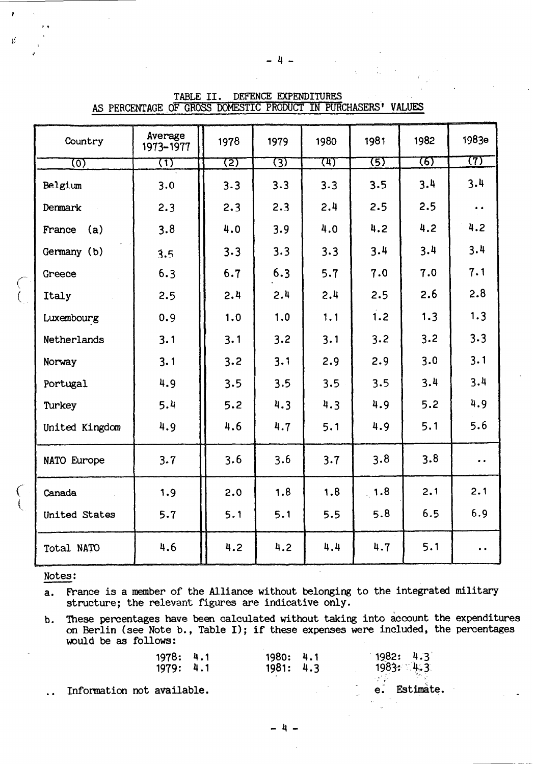## TABLE II. DEFENCE EXPENDITURES AS PERCENTAGE OF GROSS DOMESTIC PRODUCT IN PURCHASERS' VALUES

| Country | Average 1973-1977 | 1978 | 1979 | 1980 | 1981 | 1982 | 1983e |
|---|---|---|---|---|---|---|---|
| (0) | (1) | (2) | (3) | (4) | (5) | (6) | (7) |
| Belgium | 3.0 | 3.3 | 3.3 | 3.3 | 3.5 | 3.4 | 3.4 |
| Denmark | 2.3 | 2.3 | 2.3 | 2.4 | 2.5 | 2.5 | .. |
| France (a) | 3.8 | 4.0 | 3.9 | 4.0 | 4.2 | 4.2 | 4.2 |
| Germany (b) | 3.5 | 3.3 | 3.3 | 3.3 | 3.4 | 3.4 | 3.4 |
| Greece | 6.3 | 6.7 | 6.3 | 5.7 | 7.0 | 7.0 | 7.1 |
| Italy | 2.5 | 2.4 | 2.4 | 2.4 | 2.5 | 2.6 | 2.8 |
| Luxembourg | 0.9 | 1.0 | 1.0 | 1.1 | 1.2 | 1.3 | 1.3 |
| Netherlands | 3.1 | 3.1 | 3.2 | 3.1 | 3.2 | 3.2 | 3.3 |
| Norway | 3.1 | 3.2 | 3.1 | 2.9 | 2.9 | 3.0 | 3.1 |
| Portugal | 4.9 | 3.5 | 3.5 | 3.5 | 3.5 | 3.4 | 3.4 |
| Turkey | 5.4 | 5.2 | 4.3 | 4.3 | 4.9 | 5.2 | 4.9 |
| United Kingdom | 4.9 | 4.6 | 4.7 | 5.1 | 4.9 | 5.1 | 5.6 |
| NATO Europe | 3.7 | 3.6 | 3.6 | 3.7 | 3.8 | 3.8 | .. |
| Canada | 1.9 | 2.0 | 1.8 | 1.8 | 1.8 | 2.1 | 2.1 |
| United States | 5.7 | 5.1 | 5.1 | 5.5 | 5.8 | 6.5 | 6.9 |
| Total NATO | 4.6 | 4.2 | 4.2 | 4.4 | 4.7 | 5.1 | .. |

Notes:

a. France is a member of the Alliance without belonging to the integrated military structure; the relevant figures are indicative only.

b. These percentages have been calculated without taking into account the expenditures on Berlin (see Note b., Table I); if these expenses were included, the percentages would be as follows:

| | | |
|---|---|---|
| 1978: 4.1 | 1980: 4.1 | 1982: 4.3 |
| 1979: 4.1 | 1981: 4.3 | 1983: 4.3 |

.. Information not available.

e. Estimate.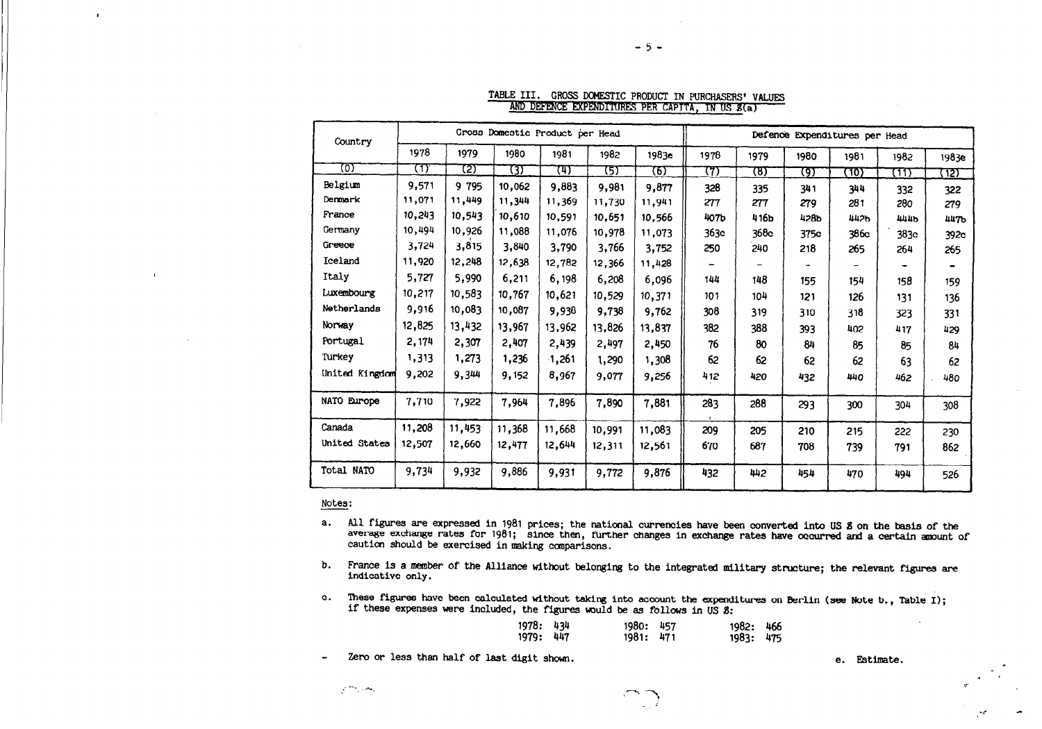## TABLE III. GROSS DOMESTIC PRODUCT IN PURCHASERS' VALUES AND DEFENCE EXPENDITURES PER CAPITA, IN US \$(a)

| Country | Gross Domestic Product per Head | | | | | | Defence Expenditures per Head | | | | | |
|---|---|---|---|---|---|---|---|---|---|---|---|---|
| | 1978 | 1979 | 1980 | 1981 | 1982 | 1983e | 1978 | 1979 | 1980 | 1981 | 1982 | 1983e |
| (0) | (1) | (2) | (3) | (4) | (5) | (6) | (7) | (8) | (9) | (10) | (11) | (12) |
| Belgium | 9,571 | 9 795 | 10,062 | 9,883 | 9,981 | 9,877 | 328 | 335 | 341 | 344 | 332 | 322 |
| Denmark | 11,071 | 11,449 | 11,344 | 11,369 | 11,730 | 11,941 | 277 | 277 | 279 | 281 | 280 | 279 |
| France | 10,243 | 10,543 | 10,610 | 10,591 | 10,651 | 10,566 | 407b | 416b | 428b | 442b | 444b | 447b |
| Germany | 10,494 | 10,926 | 11,088 | 11,076 | 10,978 | 11,073 | 363c | 368c | 375c | 386c | 383c | 392c |
| Greece | 3,724 | 3,815 | 3,840 | 3,790 | 3,766 | 3,752 | 250 | 240 | 218 | 265 | 264 | 265 |
| Iceland | 11,920 | 12,248 | 12,638 | 12,782 | 12,366 | 11,428 | - | - | - | - | - | - |
| Italy | 5,727 | 5,990 | 6,211 | 6,198 | 6,208 | 6,096 | 144 | 148 | 155 | 154 | 158 | 159 |
| Luxembourg | 10,217 | 10,583 | 10,767 | 10,621 | 10,529 | 10,371 | 101 | 104 | 121 | 126 | 131 | 136 |
| Netherlands | 9,916 | 10,083 | 10,087 | 9,938 | 9,738 | 9,762 | 308 | 319 | 310 | 318 | 323 | 331 |
| Norway | 12,825 | 13,432 | 13,967 | 13,962 | 13,826 | 13,837 | 382 | 388 | 393 | 402 | 417 | 429 |
| Portugal | 2,174 | 2,307 | 2,407 | 2,439 | 2,497 | 2,450 | 76 | 80 | 84 | 85 | 85 | 84 |
| Turkey | 1,313 | 1,273 | 1,236 | 1,261 | 1,290 | 1,308 | 62 | 62 | 62 | 62 | 63 | 62 |
| United Kingdom | 9,202 | 9,344 | 9,152 | 8,967 | 9,077 | 9,256 | 412 | 420 | 432 | 440 | 462 | 480 |
| NATO Europe | 7,710 | 7,922 | 7,964 | 7,896 | 7,890 | 7,881 | 283 | 288 | 293 | 300 | 304 | 308 |
| Canada | 11,208 | 11,453 | 11,368 | 11,668 | 10,991 | 11,083 | 209 | 205 | 210 | 215 | 222 | 230 |
| United States | 12,507 | 12,660 | 12,477 | 12,644 | 12,311 | 12,561 | 670 | 687 | 708 | 739 | 791 | 862 |
| Total NATO | 9,734 | 9,932 | 9,886 | 9,931 | 9,772 | 9,876 | 432 | 442 | 454 | 470 | 494 | 526 |

Notes:

a. All figures are expressed in 1981 prices; the national currencies have been converted into US \$ on the basis of the average exchange rates for 1981; since then, further changes in exchange rates have occurred and a certain amount of caution should be exercised in making comparisons.

b. France is a member of the Alliance without belonging to the integrated military structure; the relevant figures are indicative only.

c. These figures have been calculated without taking into account the expenditures on Berlin (see Note b., Table I); if these expenses were included, the figures would be as follows in US \$:

| | | |
|---|---|---|
| 1978: 434 | 1980: 457 | 1982: 466 |
| 1979: 447 | 1981: 471 | 1983: 475 |

\- Zero or less than half of last digit shown.

e. Estimate.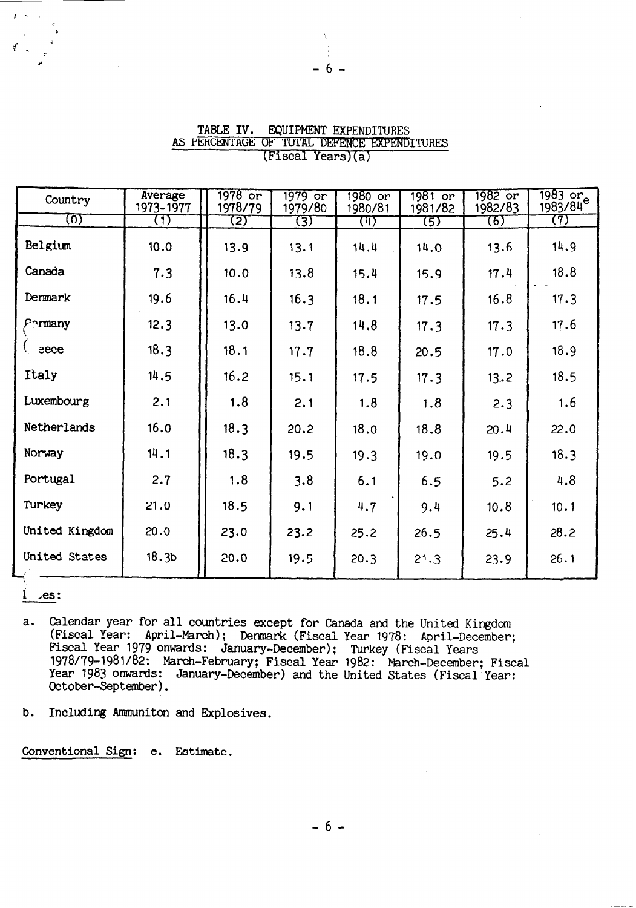## TABLE IV. EQUIPMENT EXPENDITURES AS PERCENTAGE OF TOTAL DEFENCE EXPENDITURES (Fiscal Years)(a)

| Country | Average 1973-1977 | 1978 or 1978/79 | 1979 or 1979/80 | 1980 or 1980/81 | 1981 or 1981/82 | 1982 or 1982/83 | 1983 or 1983/84[e] |
|---|---|---|---|---|---|---|---|
| (0) | (1) | (2) | (3) | (4) | (5) | (6) | (7) |
| Belgium | 10.0 | 13.9 | 13.1 | 14.4 | 14.0 | 13.6 | 14.9 |
| Canada | 7.3 | 10.0 | 13.8 | 15.4 | 15.9 | 17.4 | 18.8 |
| Denmark | 19.6 | 16.4 | 16.3 | 18.1 | 17.5 | 16.8 | 17.3 |
| Germany | 12.3 | 13.0 | 13.7 | 14.8 | 17.3 | 17.3 | 17.6 |
| Greece | 18.3 | 18.1 | 17.7 | 18.8 | 20.5 | 17.0 | 18.9 |
| Italy | 14.5 | 16.2 | 15.1 | 17.5 | 17.3 | 13.2 | 18.5 |
| Luxembourg | 2.1 | 1.8 | 2.1 | 1.8 | 1.8 | 2.3 | 1.6 |
| Netherlands | 16.0 | 18.3 | 20.2 | 18.0 | 18.8 | 20.4 | 22.0 |
| Norway | 14.1 | 18.3 | 19.5 | 19.3 | 19.0 | 19.5 | 18.3 |
| Portugal | 2.7 | 1.8 | 3.8 | 6.1 | 6.5 | 5.2 | 4.8 |
| Turkey | 21.0 | 18.5 | 9.1 | 4.7 | 9.4 | 10.8 | 10.1 |
| United Kingdom | 20.0 | 23.0 | 23.2 | 25.2 | 26.5 | 25.4 | 28.2 |
| United States | 18.3b | 20.0 | 19.5 | 20.3 | 21.3 | 23.9 | 26.1 |

Notes:

a. Calendar year for all countries except for Canada and the United Kingdom (Fiscal Year: April-March); Denmark (Fiscal Year 1978: April-December; Fiscal Year 1979 onwards: January-December); Turkey (Fiscal Years 1978/79-1981/82: March-February; Fiscal Year 1982: March-December; Fiscal Year 1983 onwards: January-December) and the United States (Fiscal Year: October-September).

b. Including Ammuniton and Explosives.

Conventional Sign: e. Estimate.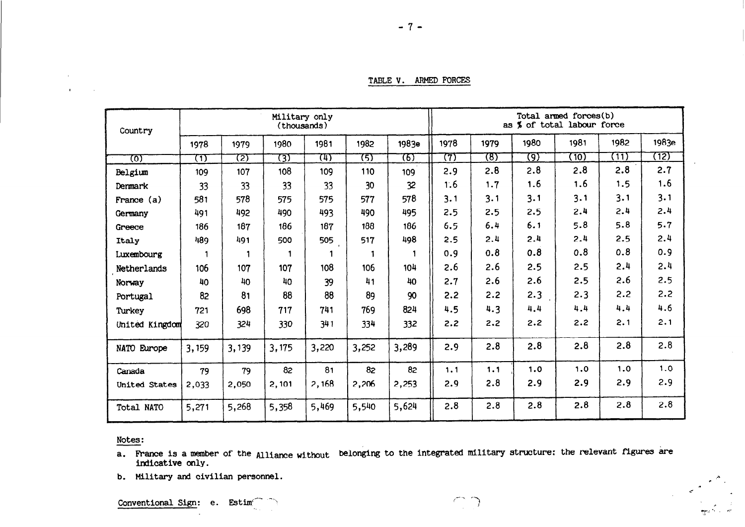## TABLE V. ARMED FORCES

| Country | Military only (thousands) | | | | | | Total armed forces(b) as % of total labour force | | | | | |
|---|---|---|---|---|---|---|---|---|---|---|---|---|
| | 1978 | 1979 | 1980 | 1981 | 1982 | 1983e | 1978 | 1979 | 1980 | 1981 | 1982 | 1983e |
| (0) | (1) | (2) | (3) | (4) | (5) | (6) | (7) | (8) | (9) | (10) | (11) | (12) |
| Belgium | 109 | 107 | 108 | 109 | 110 | 109 | 2.9 | 2.8 | 2.8 | 2.8 | 2.8 | 2.7 |
| Denmark | 33 | 33 | 33 | 33 | 30 | 32 | 1.6 | 1.7 | 1.6 | 1.6 | 1.5 | 1.6 |
| France (a) | 581 | 578 | 575 | 575 | 577 | 578 | 3.1 | 3.1 | 3.1 | 3.1 | 3.1 | 3.1 |
| Germany | 491 | 492 | 490 | 493 | 490 | 495 | 2.5 | 2.5 | 2.5 | 2.4 | 2.4 | 2.4 |
| Greece | 186 | 187 | 186 | 187 | 188 | 186 | 6.5 | 6.4 | 6.1 | 5.8 | 5.8 | 5.7 |
| Italy | 489 | 491 | 500 | 505 | 517 | 498 | 2.5 | 2.4 | 2.4 | 2.4 | 2.5 | 2.4 |
| Luxembourg | 1 | 1 | 1 | 1 | 1 | 1 | 0.9 | 0.8 | 0.8 | 0.8 | 0.8 | 0.9 |
| Netherlands | 106 | 107 | 107 | 108 | 106 | 104 | 2.6 | 2.6 | 2.5 | 2.5 | 2.4 | 2.4 |
| Norway | 40 | 40 | 40 | 39 | 41 | 40 | 2.7 | 2.6 | 2.6 | 2.5 | 2.6 | 2.5 |
| Portugal | 82 | 81 | 88 | 88 | 89 | 90 | 2.2 | 2.2 | 2.3 | 2.3 | 2.2 | 2.2 |
| Turkey | 721 | 698 | 717 | 741 | 769 | 824 | 4.5 | 4.3 | 4.4 | 4.4 | 4.4 | 4.6 |
| United Kingdom | 320 | 324 | 330 | 341 | 334 | 332 | 2.2 | 2.2 | 2.2 | 2.2 | 2.1 | 2.1 |
| NATO Europe | 3,159 | 3,139 | 3,175 | 3,220 | 3,252 | 3,289 | 2.9 | 2.8 | 2.8 | 2.8 | 2.8 | 2.8 |
| Canada | 79 | 79 | 82 | 81 | 82 | 82 | 1.1 | 1.1 | 1.0 | 1.0 | 1.0 | 1.0 |
| United States | 2,033 | 2,050 | 2,101 | 2,168 | 2,206 | 2,253 | 2.9 | 2.8 | 2.9 | 2.9 | 2.9 | 2.9 |
| Total NATO | 5,271 | 5,268 | 5,358 | 5,469 | 5,540 | 5,624 | 2.8 | 2.8 | 2.8 | 2.8 | 2.8 | 2.8 |

Notes:

a. France is a member of the Alliance without belonging to the integrated military structure; the relevant figures are indicative only.

b. Military and civilian personnel.

Conventional Sign: e. Estim